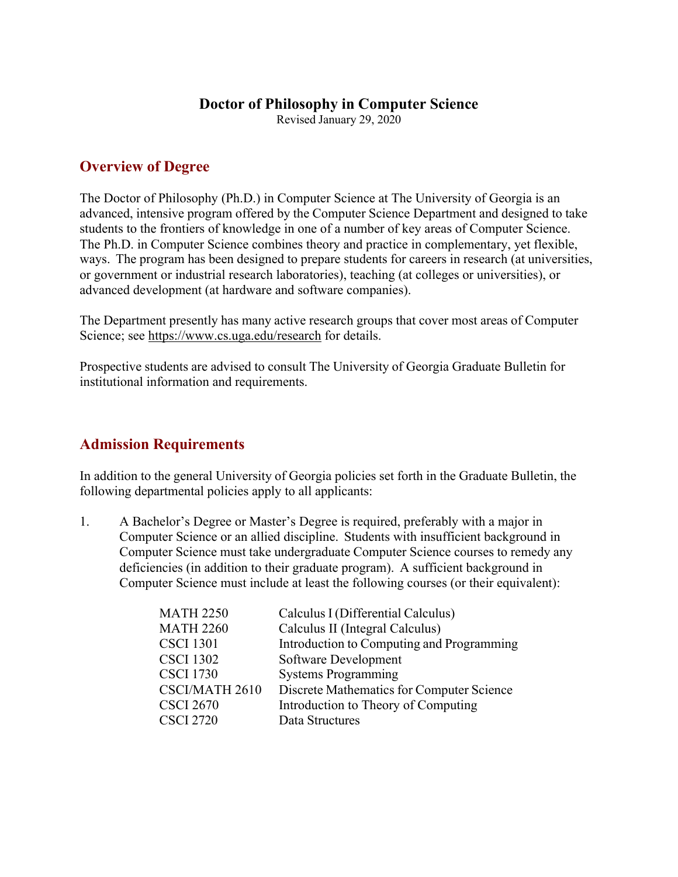# Doctor of Philosophy in Computer Science

Revised January 29, 2020

## Overview of Degree

The Doctor of Philosophy (Ph.D.) in Computer Science at The University of Georgia is an advanced, intensive program offered by the Computer Science Department and designed to take students to the frontiers of knowledge in one of a number of key areas of Computer Science. The Ph.D. in Computer Science combines theory and practice in complementary, yet flexible, ways. The program has been designed to prepare students for careers in research (at universities, or government or industrial research laboratories), teaching (at colleges or universities), or advanced development (at hardware and software companies).

The Department presently has many active research groups that cover most areas of Computer Science; see https://www.cs.uga.edu/research for details.

Prospective students are advised to consult The University of Georgia Graduate Bulletin for institutional information and requirements.

## Admission Requirements

In addition to the general University of Georgia policies set forth in the Graduate Bulletin, the following departmental policies apply to all applicants:

1. A Bachelor's Degree or Master's Degree is required, preferably with a major in Computer Science or an allied discipline. Students with insufficient background in Computer Science must take undergraduate Computer Science courses to remedy any deficiencies (in addition to their graduate program). A sufficient background in Computer Science must include at least the following courses (or their equivalent):

| | |
|---|---|
| MATH 2250 | Calculus I (Differential Calculus) |
| MATH 2260 | Calculus II (Integral Calculus) |
| CSCI 1301 | Introduction to Computing and Programming |
| CSCI 1302 | Software Development |
| CSCI 1730 | Systems Programming |
| CSCI/MATH 2610 | Discrete Mathematics for Computer Science |
| CSCI 2670 | Introduction to Theory of Computing |
| CSCI 2720 | Data Structures |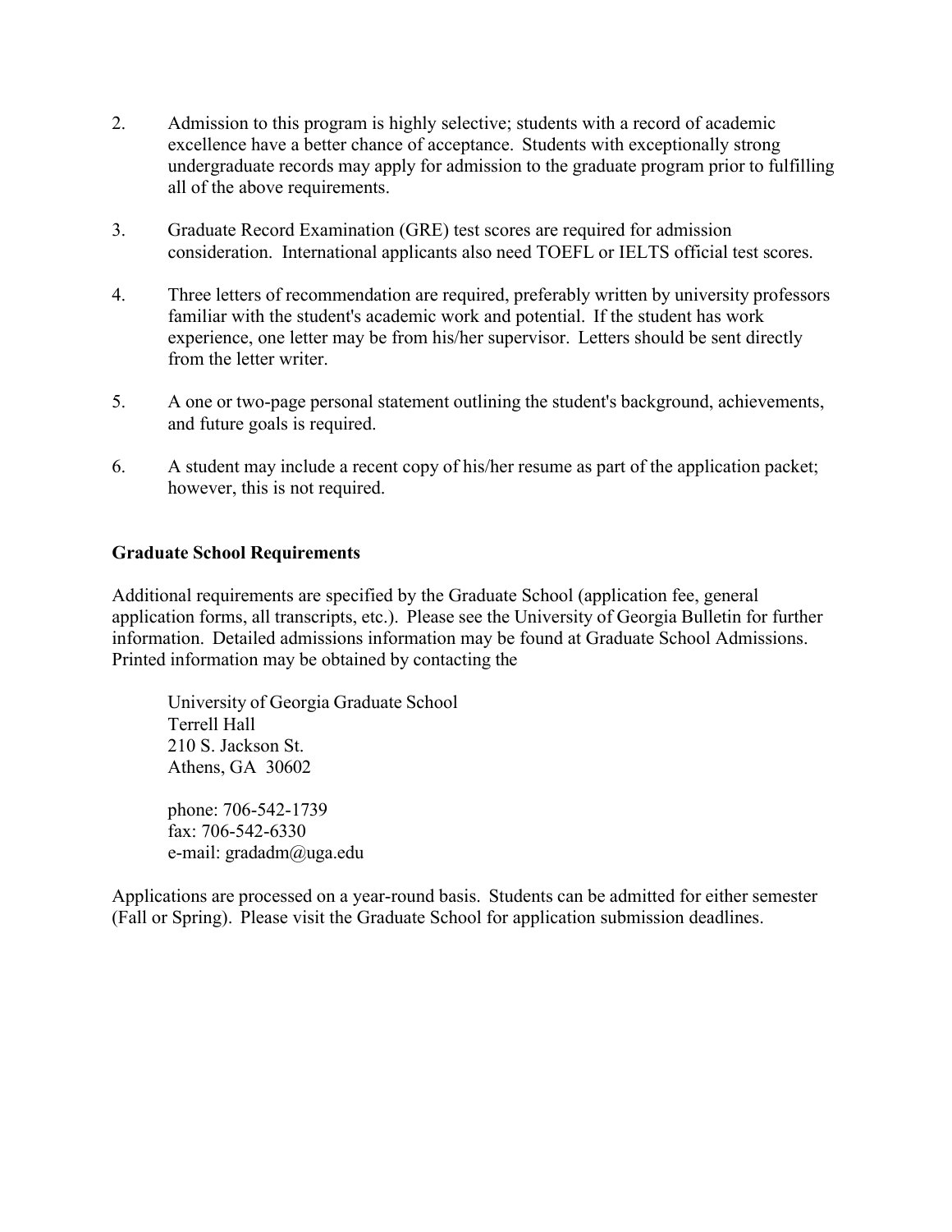2. Admission to this program is highly selective; students with a record of academic excellence have a better chance of acceptance. Students with exceptionally strong undergraduate records may apply for admission to the graduate program prior to fulfilling all of the above requirements.

3. Graduate Record Examination (GRE) test scores are required for admission consideration. International applicants also need TOEFL or IELTS official test scores.

4. Three letters of recommendation are required, preferably written by university professors familiar with the student's academic work and potential. If the student has work experience, one letter may be from his/her supervisor. Letters should be sent directly from the letter writer.

5. A one or two-page personal statement outlining the student's background, achievements, and future goals is required.

6. A student may include a recent copy of his/her resume as part of the application packet; however, this is not required.

**Graduate School Requirements**

Additional requirements are specified by the Graduate School (application fee, general application forms, all transcripts, etc.). Please see the University of Georgia Bulletin for further information. Detailed admissions information may be found at Graduate School Admissions. Printed information may be obtained by contacting the

University of Georgia Graduate School
Terrell Hall
210 S. Jackson St.
Athens, GA 30602

phone: 706-542-1739
fax: 706-542-6330
e-mail: gradadm@uga.edu

Applications are processed on a year-round basis. Students can be admitted for either semester (Fall or Spring). Please visit the Graduate School for application submission deadlines.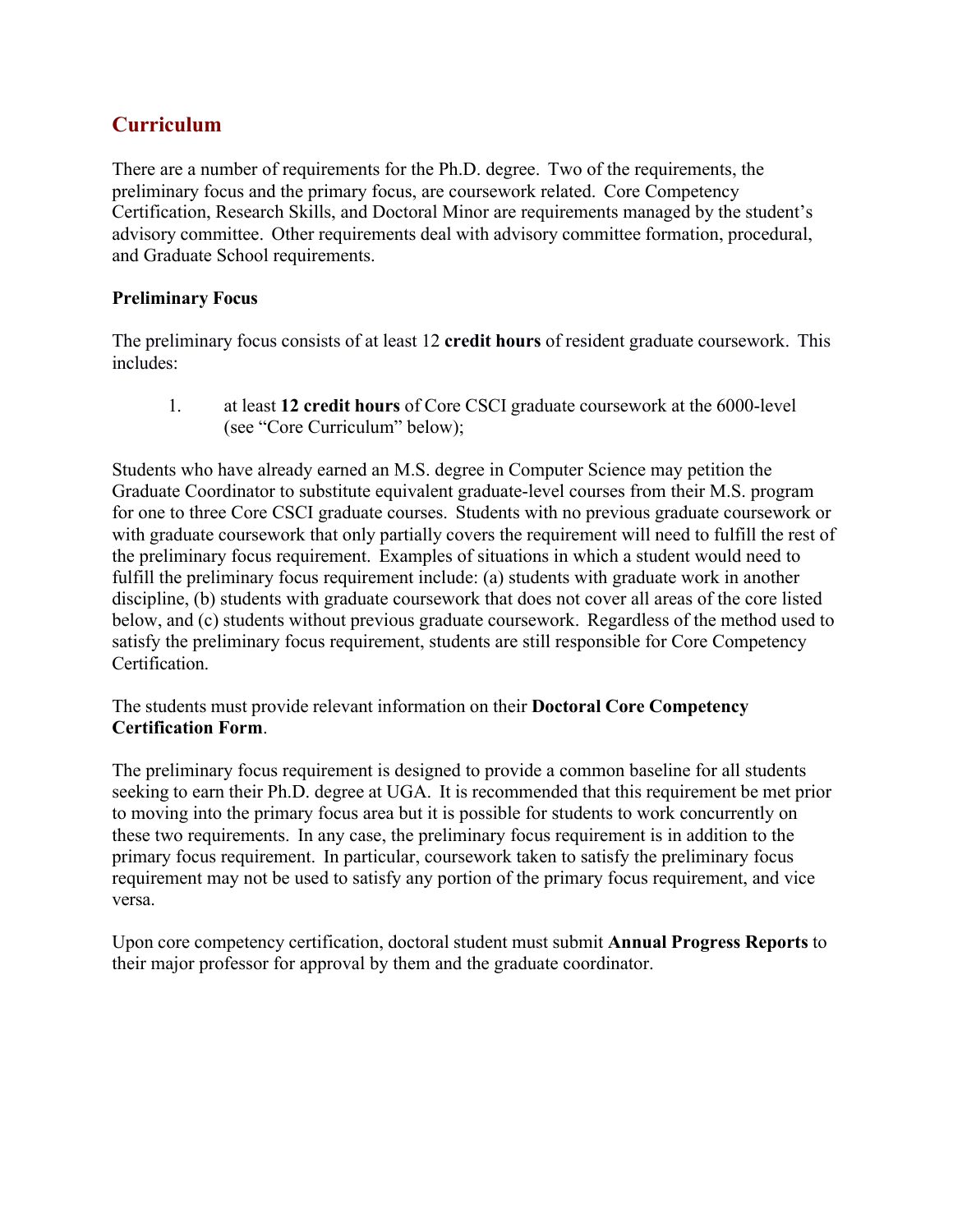## Curriculum

There are a number of requirements for the Ph.D. degree. Two of the requirements, the preliminary focus and the primary focus, are coursework related. Core Competency Certification, Research Skills, and Doctoral Minor are requirements managed by the student's advisory committee. Other requirements deal with advisory committee formation, procedural, and Graduate School requirements.

### Preliminary Focus

The preliminary focus consists of at least 12 **credit hours** of resident graduate coursework. This includes:

1. at least **12 credit hours** of Core CSCI graduate coursework at the 6000-level (see "Core Curriculum" below);

Students who have already earned an M.S. degree in Computer Science may petition the Graduate Coordinator to substitute equivalent graduate-level courses from their M.S. program for one to three Core CSCI graduate courses. Students with no previous graduate coursework or with graduate coursework that only partially covers the requirement will need to fulfill the rest of the preliminary focus requirement. Examples of situations in which a student would need to fulfill the preliminary focus requirement include: (a) students with graduate work in another discipline, (b) students with graduate coursework that does not cover all areas of the core listed below, and (c) students without previous graduate coursework. Regardless of the method used to satisfy the preliminary focus requirement, students are still responsible for Core Competency Certification.

The students must provide relevant information on their **Doctoral Core Competency Certification Form**.

The preliminary focus requirement is designed to provide a common baseline for all students seeking to earn their Ph.D. degree at UGA. It is recommended that this requirement be met prior to moving into the primary focus area but it is possible for students to work concurrently on these two requirements. In any case, the preliminary focus requirement is in addition to the primary focus requirement. In particular, coursework taken to satisfy the preliminary focus requirement may not be used to satisfy any portion of the primary focus requirement, and vice versa.

Upon core competency certification, doctoral student must submit **Annual Progress Reports** to their major professor for approval by them and the graduate coordinator.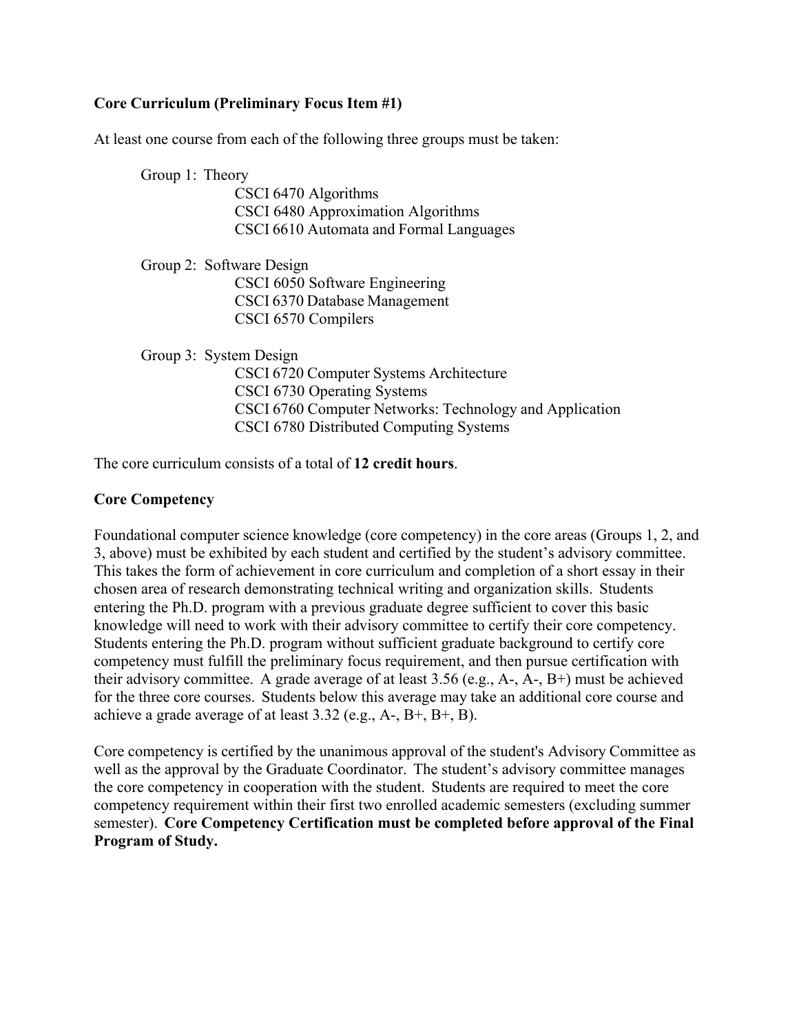**Core Curriculum (Preliminary Focus Item #1)**

At least one course from each of the following three groups must be taken:

Group 1: Theory
- CSCI 6470 Algorithms
- CSCI 6480 Approximation Algorithms
- CSCI 6610 Automata and Formal Languages

Group 2: Software Design
- CSCI 6050 Software Engineering
- CSCI 6370 Database Management
- CSCI 6570 Compilers

Group 3: System Design
- CSCI 6720 Computer Systems Architecture
- CSCI 6730 Operating Systems
- CSCI 6760 Computer Networks: Technology and Application
- CSCI 6780 Distributed Computing Systems

The core curriculum consists of a total of **12 credit hours**.

**Core Competency**

Foundational computer science knowledge (core competency) in the core areas (Groups 1, 2, and 3, above) must be exhibited by each student and certified by the student's advisory committee. This takes the form of achievement in core curriculum and completion of a short essay in their chosen area of research demonstrating technical writing and organization skills. Students entering the Ph.D. program with a previous graduate degree sufficient to cover this basic knowledge will need to work with their advisory committee to certify their core competency. Students entering the Ph.D. program without sufficient graduate background to certify core competency must fulfill the preliminary focus requirement, and then pursue certification with their advisory committee. A grade average of at least 3.56 (e.g., A-, A-, B+) must be achieved for the three core courses. Students below this average may take an additional core course and achieve a grade average of at least 3.32 (e.g., A-, B+, B+, B).

Core competency is certified by the unanimous approval of the student's Advisory Committee as well as the approval by the Graduate Coordinator. The student's advisory committee manages the core competency in cooperation with the student. Students are required to meet the core competency requirement within their first two enrolled academic semesters (excluding summer semester). **Core Competency Certification must be completed before approval of the Final Program of Study.**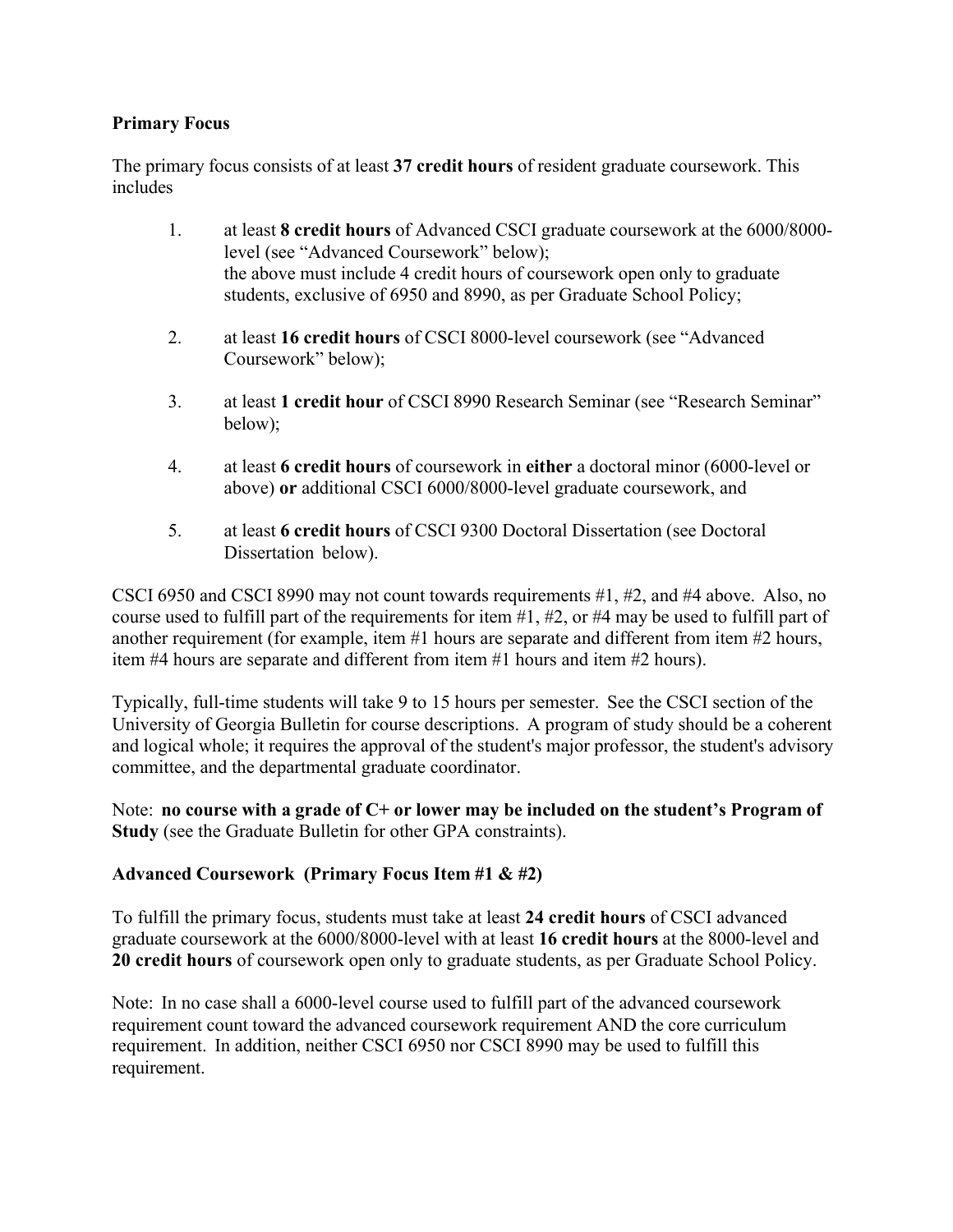**Primary Focus**

The primary focus consists of at least **37 credit hours** of resident graduate coursework. This includes

1. at least **8 credit hours** of Advanced CSCI graduate coursework at the 6000/8000-level (see "Advanced Coursework" below);
   the above must include 4 credit hours of coursework open only to graduate students, exclusive of 6950 and 8990, as per Graduate School Policy;

2. at least **16 credit hours** of CSCI 8000-level coursework (see "Advanced Coursework" below);

3. at least **1 credit hour** of CSCI 8990 Research Seminar (see "Research Seminar" below);

4. at least **6 credit hours** of coursework in **either** a doctoral minor (6000-level or above) **or** additional CSCI 6000/8000-level graduate coursework, and

5. at least **6 credit hours** of CSCI 9300 Doctoral Dissertation (see Doctoral Dissertation below).

CSCI 6950 and CSCI 8990 may not count towards requirements #1, #2, and #4 above. Also, no course used to fulfill part of the requirements for item #1, #2, or #4 may be used to fulfill part of another requirement (for example, item #1 hours are separate and different from item #2 hours, item #4 hours are separate and different from item #1 hours and item #2 hours).

Typically, full-time students will take 9 to 15 hours per semester. See the CSCI section of the University of Georgia Bulletin for course descriptions. A program of study should be a coherent and logical whole; it requires the approval of the student's major professor, the student's advisory committee, and the departmental graduate coordinator.

Note: **no course with a grade of C+ or lower may be included on the student's Program of Study** (see the Graduate Bulletin for other GPA constraints).

**Advanced Coursework (Primary Focus Item #1 & #2)**

To fulfill the primary focus, students must take at least **24 credit hours** of CSCI advanced graduate coursework at the 6000/8000-level with at least **16 credit hours** at the 8000-level and **20 credit hours** of coursework open only to graduate students, as per Graduate School Policy.

Note: In no case shall a 6000-level course used to fulfill part of the advanced coursework requirement count toward the advanced coursework requirement AND the core curriculum requirement. In addition, neither CSCI 6950 nor CSCI 8990 may be used to fulfill this requirement.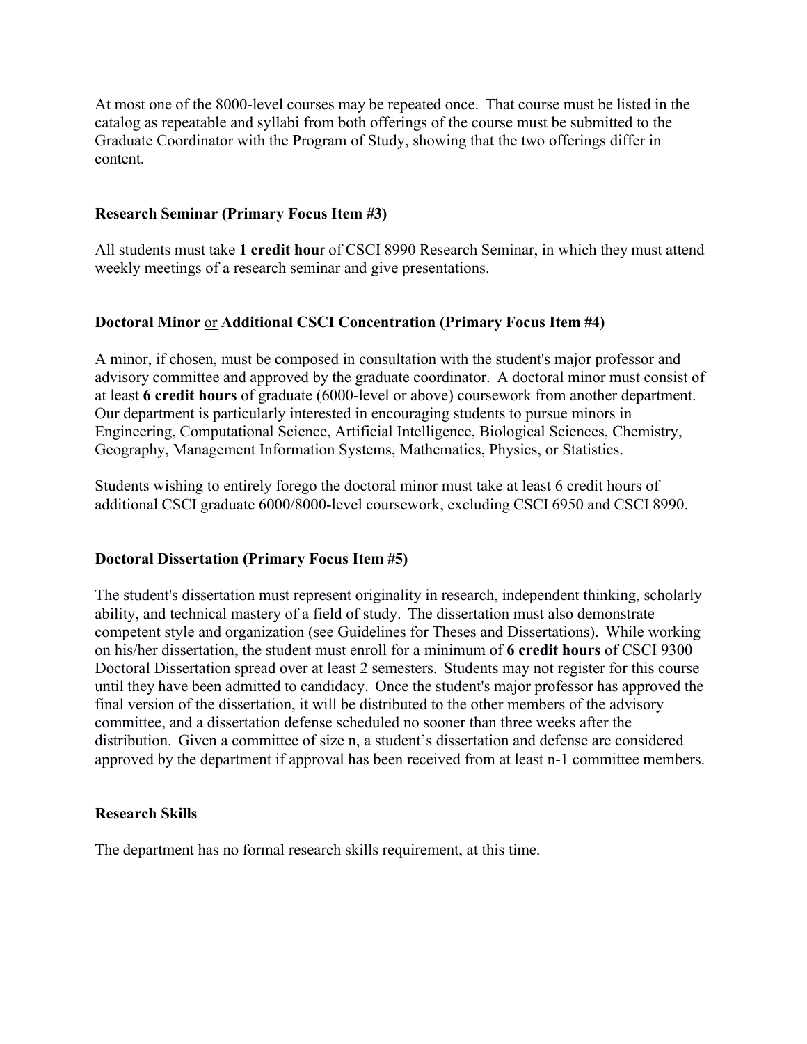At most one of the 8000-level courses may be repeated once. That course must be listed in the catalog as repeatable and syllabi from both offerings of the course must be submitted to the Graduate Coordinator with the Program of Study, showing that the two offerings differ in content.

### Research Seminar (Primary Focus Item #3)

All students must take **1 credit hou**r of CSCI 8990 Research Seminar, in which they must attend weekly meetings of a research seminar and give presentations.

### Doctoral Minor or Additional CSCI Concentration (Primary Focus Item #4)

A minor, if chosen, must be composed in consultation with the student's major professor and advisory committee and approved by the graduate coordinator. A doctoral minor must consist of at least **6 credit hours** of graduate (6000-level or above) coursework from another department. Our department is particularly interested in encouraging students to pursue minors in Engineering, Computational Science, Artificial Intelligence, Biological Sciences, Chemistry, Geography, Management Information Systems, Mathematics, Physics, or Statistics.

Students wishing to entirely forego the doctoral minor must take at least 6 credit hours of additional CSCI graduate 6000/8000-level coursework, excluding CSCI 6950 and CSCI 8990.

### Doctoral Dissertation (Primary Focus Item #5)

The student's dissertation must represent originality in research, independent thinking, scholarly ability, and technical mastery of a field of study. The dissertation must also demonstrate competent style and organization (see Guidelines for Theses and Dissertations). While working on his/her dissertation, the student must enroll for a minimum of **6 credit hours** of CSCI 9300 Doctoral Dissertation spread over at least 2 semesters. Students may not register for this course until they have been admitted to candidacy. Once the student's major professor has approved the final version of the dissertation, it will be distributed to the other members of the advisory committee, and a dissertation defense scheduled no sooner than three weeks after the distribution. Given a committee of size n, a student's dissertation and defense are considered approved by the department if approval has been received from at least n-1 committee members.

### Research Skills

The department has no formal research skills requirement, at this time.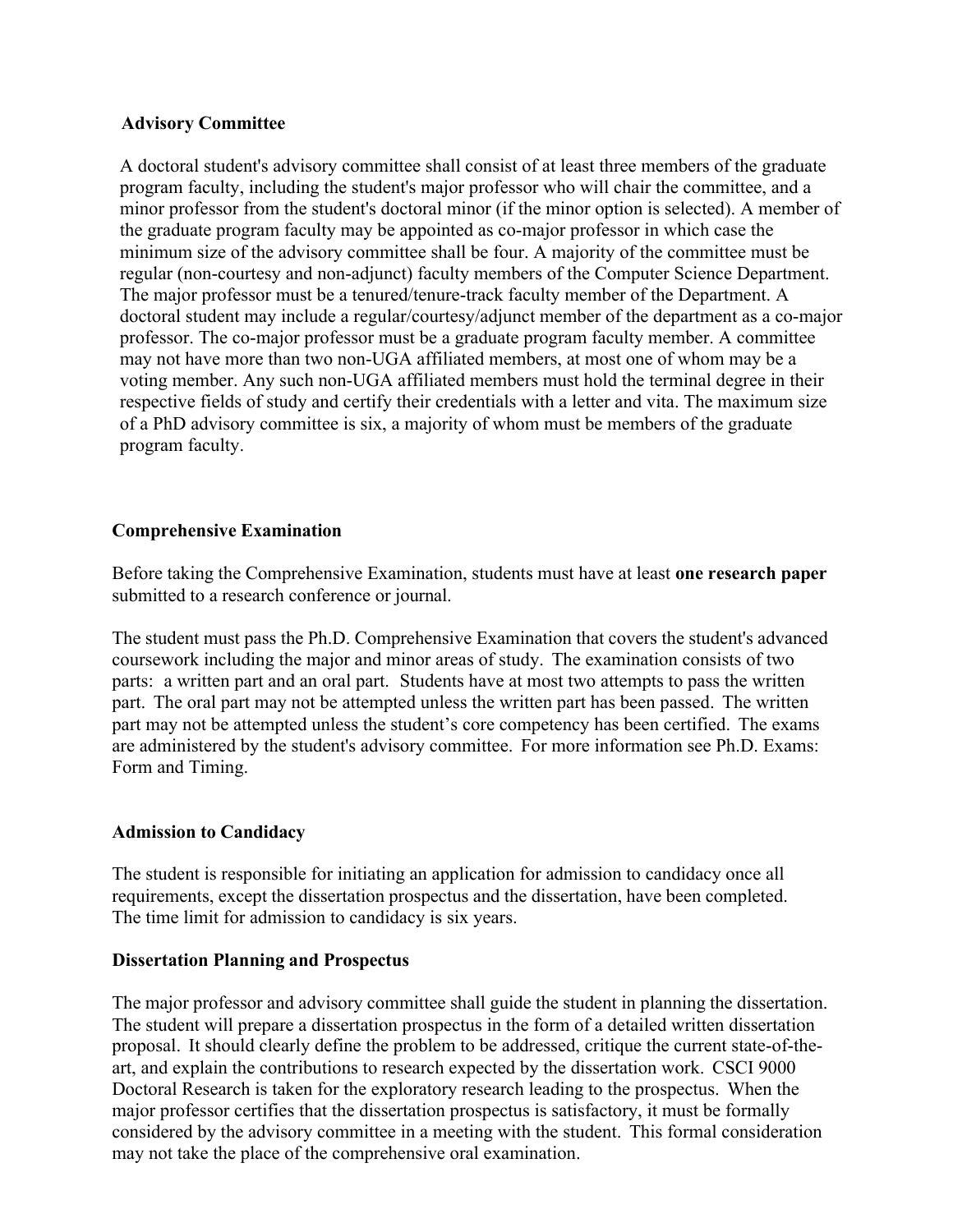### Advisory Committee

A doctoral student's advisory committee shall consist of at least three members of the graduate program faculty, including the student's major professor who will chair the committee, and a minor professor from the student's doctoral minor (if the minor option is selected). A member of the graduate program faculty may be appointed as co-major professor in which case the minimum size of the advisory committee shall be four. A majority of the committee must be regular (non-courtesy and non-adjunct) faculty members of the Computer Science Department. The major professor must be a tenured/tenure-track faculty member of the Department. A doctoral student may include a regular/courtesy/adjunct member of the department as a co-major professor. The co-major professor must be a graduate program faculty member. A committee may not have more than two non-UGA affiliated members, at most one of whom may be a voting member. Any such non-UGA affiliated members must hold the terminal degree in their respective fields of study and certify their credentials with a letter and vita. The maximum size of a PhD advisory committee is six, a majority of whom must be members of the graduate program faculty.

### Comprehensive Examination

Before taking the Comprehensive Examination, students must have at least **one research paper** submitted to a research conference or journal.

The student must pass the Ph.D. Comprehensive Examination that covers the student's advanced coursework including the major and minor areas of study. The examination consists of two parts: a written part and an oral part. Students have at most two attempts to pass the written part. The oral part may not be attempted unless the written part has been passed. The written part may not be attempted unless the student's core competency has been certified. The exams are administered by the student's advisory committee. For more information see Ph.D. Exams: Form and Timing.

### Admission to Candidacy

The student is responsible for initiating an application for admission to candidacy once all requirements, except the dissertation prospectus and the dissertation, have been completed. The time limit for admission to candidacy is six years.

### Dissertation Planning and Prospectus

The major professor and advisory committee shall guide the student in planning the dissertation. The student will prepare a dissertation prospectus in the form of a detailed written dissertation proposal. It should clearly define the problem to be addressed, critique the current state-of-the-art, and explain the contributions to research expected by the dissertation work. CSCI 9000 Doctoral Research is taken for the exploratory research leading to the prospectus. When the major professor certifies that the dissertation prospectus is satisfactory, it must be formally considered by the advisory committee in a meeting with the student. This formal consideration may not take the place of the comprehensive oral examination.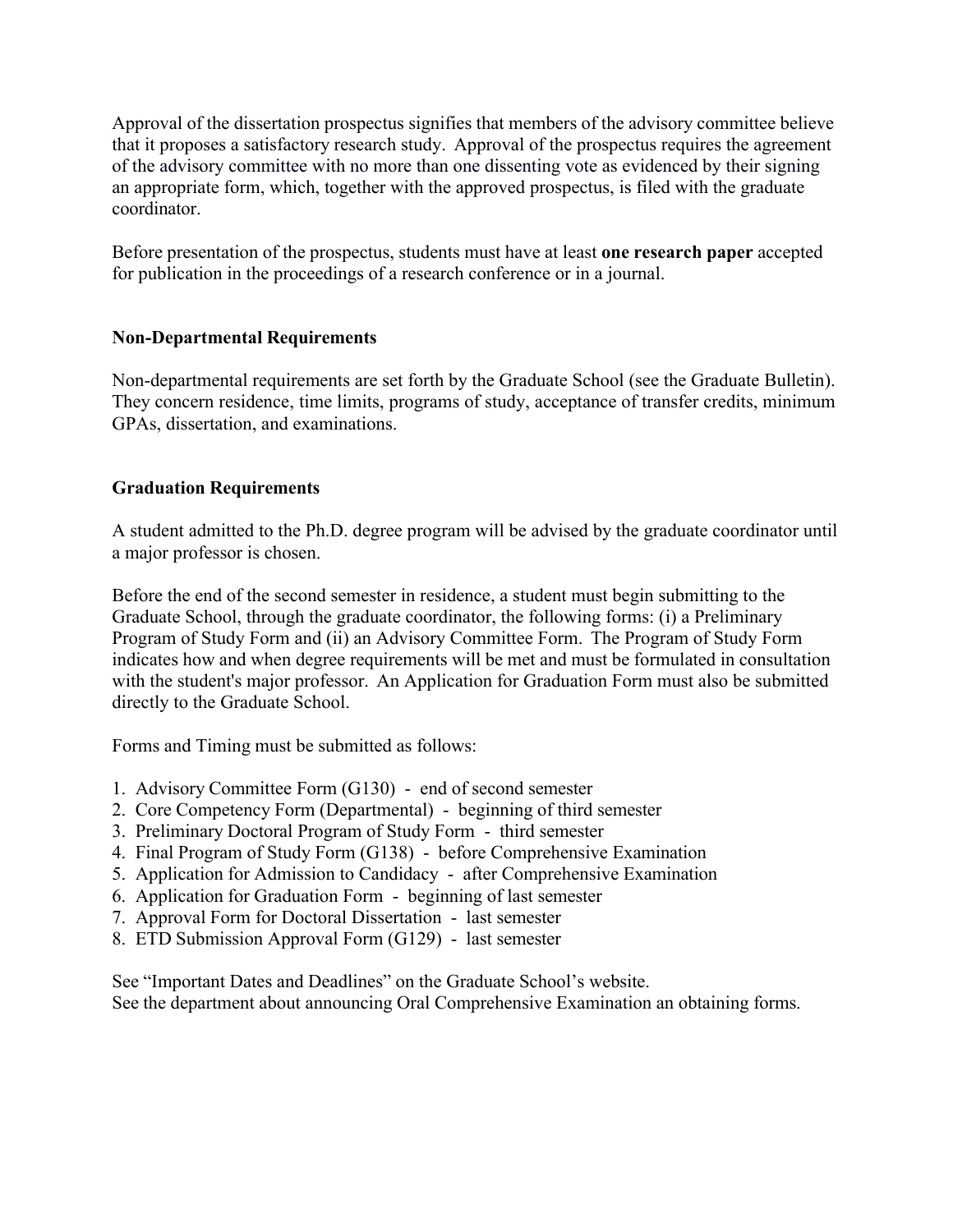Approval of the dissertation prospectus signifies that members of the advisory committee believe that it proposes a satisfactory research study. Approval of the prospectus requires the agreement of the advisory committee with no more than one dissenting vote as evidenced by their signing an appropriate form, which, together with the approved prospectus, is filed with the graduate coordinator.

Before presentation of the prospectus, students must have at least **one research paper** accepted for publication in the proceedings of a research conference or in a journal.

### Non-Departmental Requirements

Non-departmental requirements are set forth by the Graduate School (see the Graduate Bulletin). They concern residence, time limits, programs of study, acceptance of transfer credits, minimum GPAs, dissertation, and examinations.

### Graduation Requirements

A student admitted to the Ph.D. degree program will be advised by the graduate coordinator until a major professor is chosen.

Before the end of the second semester in residence, a student must begin submitting to the Graduate School, through the graduate coordinator, the following forms: (i) a Preliminary Program of Study Form and (ii) an Advisory Committee Form. The Program of Study Form indicates how and when degree requirements will be met and must be formulated in consultation with the student's major professor. An Application for Graduation Form must also be submitted directly to the Graduate School.

Forms and Timing must be submitted as follows:

1. Advisory Committee Form (G130) - end of second semester
2. Core Competency Form (Departmental) - beginning of third semester
3. Preliminary Doctoral Program of Study Form - third semester
4. Final Program of Study Form (G138) - before Comprehensive Examination
5. Application for Admission to Candidacy - after Comprehensive Examination
6. Application for Graduation Form - beginning of last semester
7. Approval Form for Doctoral Dissertation - last semester
8. ETD Submission Approval Form (G129) - last semester

See "Important Dates and Deadlines" on the Graduate School's website.
See the department about announcing Oral Comprehensive Examination an obtaining forms.